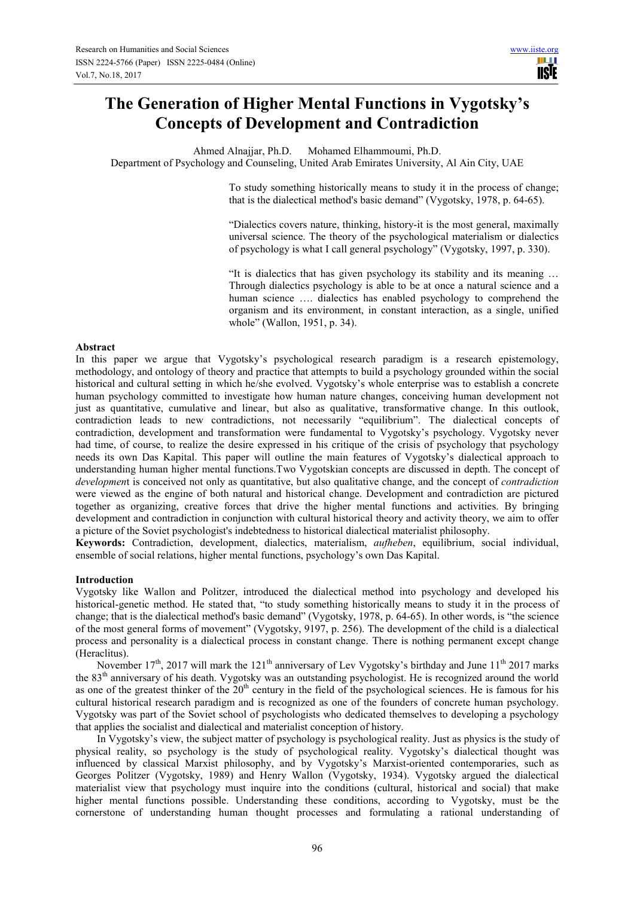# The Generation of Higher Mental Functions in Vygotsky's Concepts of Development and Contradiction

Ahmed Alnajjar, Ph.D. Mohamed Elhammoumi, Ph.D.

Department of Psychology and Counseling, United Arab Emirates University, Al Ain City, UAE

> To study something historically means to study it in the process of change; that is the dialectical method's basic demand" (Vygotsky, 1978, p. 64-65).
>
> "Dialectics covers nature, thinking, history-it is the most general, maximally universal science. The theory of the psychological materialism or dialectics of psychology is what I call general psychology" (Vygotsky, 1997, p. 330).
>
> "It is dialectics that has given psychology its stability and its meaning … Through dialectics psychology is able to be at once a natural science and a human science …. dialectics has enabled psychology to comprehend the organism and its environment, in constant interaction, as a single, unified whole" (Wallon, 1951, p. 34).

## Abstract

In this paper we argue that Vygotsky's psychological research paradigm is a research epistemology, methodology, and ontology of theory and practice that attempts to build a psychology grounded within the social historical and cultural setting in which he/she evolved. Vygotsky's whole enterprise was to establish a concrete human psychology committed to investigate how human nature changes, conceiving human development not just as quantitative, cumulative and linear, but also as qualitative, transformative change. In this outlook, contradiction leads to new contradictions, not necessarily "equilibrium". The dialectical concepts of contradiction, development and transformation were fundamental to Vygotsky's psychology. Vygotsky never had time, of course, to realize the desire expressed in his critique of the crisis of psychology that psychology needs its own Das Kapital. This paper will outline the main features of Vygotsky's dialectical approach to understanding human higher mental functions.Two Vygotskian concepts are discussed in depth. The concept of *developmen*t is conceived not only as quantitative, but also qualitative change, and the concept of *contradiction* were viewed as the engine of both natural and historical change. Development and contradiction are pictured together as organizing, creative forces that drive the higher mental functions and activities. By bringing development and contradiction in conjunction with cultural historical theory and activity theory, we aim to offer a picture of the Soviet psychologist's indebtedness to historical dialectical materialist philosophy.

**Keywords:** Contradiction, development, dialectics, materialism, *aufheben*, equilibrium, social individual, ensemble of social relations, higher mental functions, psychology's own Das Kapital.

## Introduction

Vygotsky like Wallon and Politzer, introduced the dialectical method into psychology and developed his historical-genetic method. He stated that, "to study something historically means to study it in the process of change; that is the dialectical method's basic demand" (Vygotsky, 1978, p. 64-65). In other words, is "the science of the most general forms of movement" (Vygotsky, 9197, p. 256). The development of the child is a dialectical process and personality is a dialectical process in constant change. There is nothing permanent except change (Heraclitus).

November 17th, 2017 will mark the 121th anniversary of Lev Vygotsky's birthday and June 11th 2017 marks the 83th anniversary of his death. Vygotsky was an outstanding psychologist. He is recognized around the world as one of the greatest thinker of the 20th century in the field of the psychological sciences. He is famous for his cultural historical research paradigm and is recognized as one of the founders of concrete human psychology. Vygotsky was part of the Soviet school of psychologists who dedicated themselves to developing a psychology that applies the socialist and dialectical and materialist conception of history.

In Vygotsky's view, the subject matter of psychology is psychological reality. Just as physics is the study of physical reality, so psychology is the study of psychological reality. Vygotsky's dialectical thought was influenced by classical Marxist philosophy, and by Vygotsky's Marxist-oriented contemporaries, such as Georges Politzer (Vygotsky, 1989) and Henry Wallon (Vygotsky, 1934). Vygotsky argued the dialectical materialist view that psychology must inquire into the conditions (cultural, historical and social) that make higher mental functions possible. Understanding these conditions, according to Vygotsky, must be the cornerstone of understanding human thought processes and formulating a rational understanding of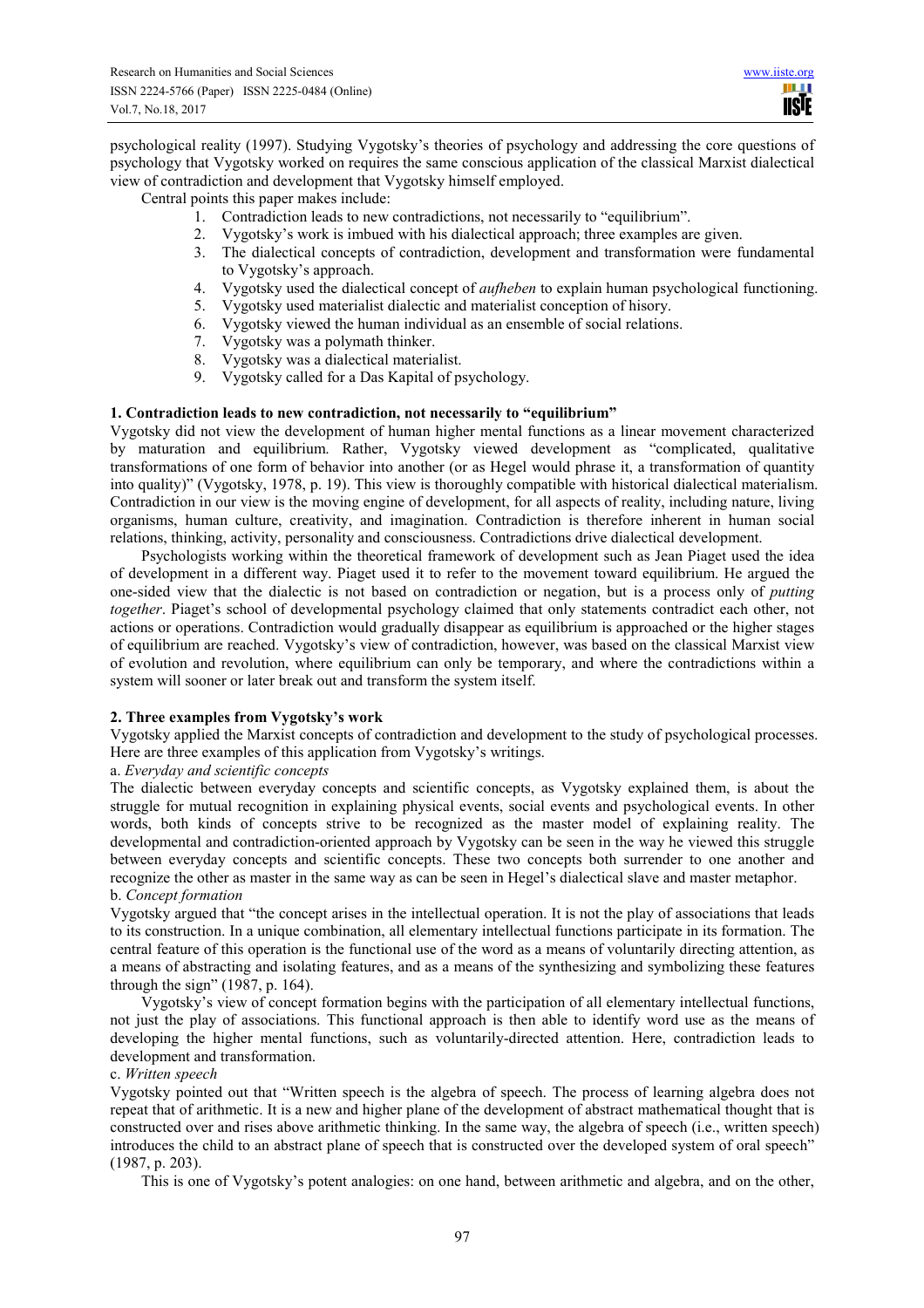psychological reality (1997). Studying Vygotsky's theories of psychology and addressing the core questions of psychology that Vygotsky worked on requires the same conscious application of the classical Marxist dialectical view of contradiction and development that Vygotsky himself employed.

Central points this paper makes include:

1. Contradiction leads to new contradictions, not necessarily to "equilibrium".
2. Vygotsky's work is imbued with his dialectical approach; three examples are given.
3. The dialectical concepts of contradiction, development and transformation were fundamental to Vygotsky's approach.
4. Vygotsky used the dialectical concept of *aufheben* to explain human psychological functioning.
5. Vygotsky used materialist dialectic and materialist conception of hisory.
6. Vygotsky viewed the human individual as an ensemble of social relations.
7. Vygotsky was a polymath thinker.
8. Vygotsky was a dialectical materialist.
9. Vygotsky called for a Das Kapital of psychology.

### 1. Contradiction leads to new contradiction, not necessarily to "equilibrium"

Vygotsky did not view the development of human higher mental functions as a linear movement characterized by maturation and equilibrium. Rather, Vygotsky viewed development as "complicated, qualitative transformations of one form of behavior into another (or as Hegel would phrase it, a transformation of quantity into quality)" (Vygotsky, 1978, p. 19). This view is thoroughly compatible with historical dialectical materialism. Contradiction in our view is the moving engine of development, for all aspects of reality, including nature, living organisms, human culture, creativity, and imagination. Contradiction is therefore inherent in human social relations, thinking, activity, personality and consciousness. Contradictions drive dialectical development.

Psychologists working within the theoretical framework of development such as Jean Piaget used the idea of development in a different way. Piaget used it to refer to the movement toward equilibrium. He argued the one-sided view that the dialectic is not based on contradiction or negation, but is a process only of *putting together*. Piaget's school of developmental psychology claimed that only statements contradict each other, not actions or operations. Contradiction would gradually disappear as equilibrium is approached or the higher stages of equilibrium are reached. Vygotsky's view of contradiction, however, was based on the classical Marxist view of evolution and revolution, where equilibrium can only be temporary, and where the contradictions within a system will sooner or later break out and transform the system itself.

### 2. Three examples from Vygotsky's work

Vygotsky applied the Marxist concepts of contradiction and development to the study of psychological processes. Here are three examples of this application from Vygotsky's writings.

a. *Everyday and scientific concepts*

The dialectic between everyday concepts and scientific concepts, as Vygotsky explained them, is about the struggle for mutual recognition in explaining physical events, social events and psychological events. In other words, both kinds of concepts strive to be recognized as the master model of explaining reality. The developmental and contradiction-oriented approach by Vygotsky can be seen in the way he viewed this struggle between everyday concepts and scientific concepts. These two concepts both surrender to one another and recognize the other as master in the same way as can be seen in Hegel's dialectical slave and master metaphor.

b. *Concept formation*

Vygotsky argued that "the concept arises in the intellectual operation. It is not the play of associations that leads to its construction. In a unique combination, all elementary intellectual functions participate in its formation. The central feature of this operation is the functional use of the word as a means of voluntarily directing attention, as a means of abstracting and isolating features, and as a means of the synthesizing and symbolizing these features through the sign" (1987, p. 164).

Vygotsky's view of concept formation begins with the participation of all elementary intellectual functions, not just the play of associations. This functional approach is then able to identify word use as the means of developing the higher mental functions, such as voluntarily-directed attention. Here, contradiction leads to development and transformation.

c. *Written speech*

Vygotsky pointed out that "Written speech is the algebra of speech. The process of learning algebra does not repeat that of arithmetic. It is a new and higher plane of the development of abstract mathematical thought that is constructed over and rises above arithmetic thinking. In the same way, the algebra of speech (i.e., written speech) introduces the child to an abstract plane of speech that is constructed over the developed system of oral speech" (1987, p. 203).

This is one of Vygotsky's potent analogies: on one hand, between arithmetic and algebra, and on the other,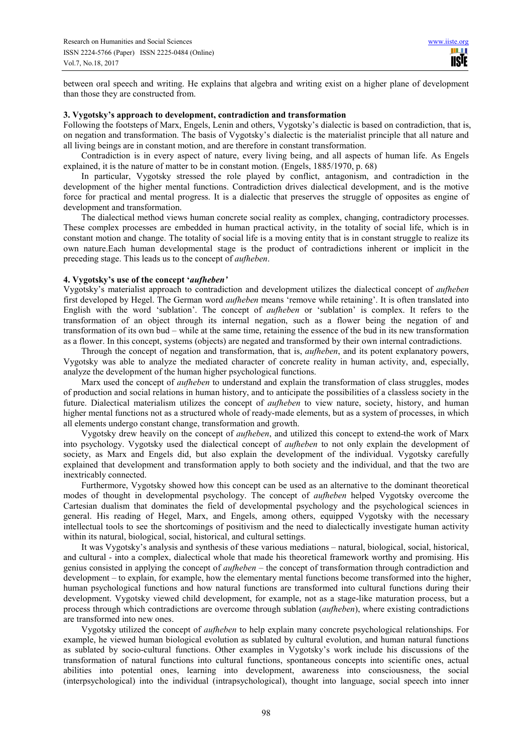between oral speech and writing. He explains that algebra and writing exist on a higher plane of development than those they are constructed from.

## 3. Vygotsky's approach to development, contradiction and transformation

Following the footsteps of Marx, Engels, Lenin and others, Vygotsky's dialectic is based on contradiction, that is, on negation and transformation. The basis of Vygotsky's dialectic is the materialist principle that all nature and all living beings are in constant motion, and are therefore in constant transformation.

Contradiction is in every aspect of nature, every living being, and all aspects of human life. As Engels explained, it is the nature of matter to be in constant motion. (Engels, 1885/1970, p. 68)

In particular, Vygotsky stressed the role played by conflict, antagonism, and contradiction in the development of the higher mental functions. Contradiction drives dialectical development, and is the motive force for practical and mental progress. It is a dialectic that preserves the struggle of opposites as engine of development and transformation.

The dialectical method views human concrete social reality as complex, changing, contradictory processes. These complex processes are embedded in human practical activity, in the totality of social life, which is in constant motion and change. The totality of social life is a moving entity that is in constant struggle to realize its own nature.Each human developmental stage is the product of contradictions inherent or implicit in the preceding stage. This leads us to the concept of *aufheben*.

## 4. Vygotsky's use of the concept '*aufheben'*

Vygotsky's materialist approach to contradiction and development utilizes the dialectical concept of *aufheben* first developed by Hegel. The German word *aufheben* means 'remove while retaining'. It is often translated into English with the word 'sublation'. The concept of *aufheben* or 'sublation' is complex. It refers to the transformation of an object through its internal negation, such as a flower being the negation of and transformation of its own bud – while at the same time, retaining the essence of the bud in its new transformation as a flower. In this concept, systems (objects) are negated and transformed by their own internal contradictions.

Through the concept of negation and transformation, that is, *aufheben*, and its potent explanatory powers, Vygotsky was able to analyze the mediated character of concrete reality in human activity, and, especially, analyze the development of the human higher psychological functions.

Marx used the concept of *aufheben* to understand and explain the transformation of class struggles, modes of production and social relations in human history, and to anticipate the possibilities of a classless society in the future. Dialectical materialism utilizes the concept of *aufheben* to view nature, society, history, and human higher mental functions not as a structured whole of ready-made elements, but as a system of processes, in which all elements undergo constant change, transformation and growth.

Vygotsky drew heavily on the concept of *aufheben*, and utilized this concept to extend the work of Marx into psychology. Vygotsky used the dialectical concept of *aufheben* to not only explain the development of society, as Marx and Engels did, but also explain the development of the individual. Vygotsky carefully explained that development and transformation apply to both society and the individual, and that the two are inextricably connected.

Furthermore, Vygotsky showed how this concept can be used as an alternative to the dominant theoretical modes of thought in developmental psychology. The concept of *aufheben* helped Vygotsky overcome the Cartesian dualism that dominates the field of developmental psychology and the psychological sciences in general. His reading of Hegel, Marx, and Engels, among others, equipped Vygotsky with the necessary intellectual tools to see the shortcomings of positivism and the need to dialectically investigate human activity within its natural, biological, social, historical, and cultural settings.

It was Vygotsky's analysis and synthesis of these various mediations – natural, biological, social, historical, and cultural - into a complex, dialectical whole that made his theoretical framework worthy and promising. His genius consisted in applying the concept of *aufheben* – the concept of transformation through contradiction and development – to explain, for example, how the elementary mental functions become transformed into the higher, human psychological functions and how natural functions are transformed into cultural functions during their development. Vygotsky viewed child development, for example, not as a stage-like maturation process, but a process through which contradictions are overcome through sublation (*aufheben*), where existing contradictions are transformed into new ones.

Vygotsky utilized the concept of *aufheben* to help explain many concrete psychological relationships. For example, he viewed human biological evolution as sublated by cultural evolution, and human natural functions as sublated by socio-cultural functions. Other examples in Vygotsky's work include his discussions of the transformation of natural functions into cultural functions, spontaneous concepts into scientific ones, actual abilities into potential ones, learning into development, awareness into consciousness, the social (interpsychological) into the individual (intrapsychological), thought into language, social speech into inner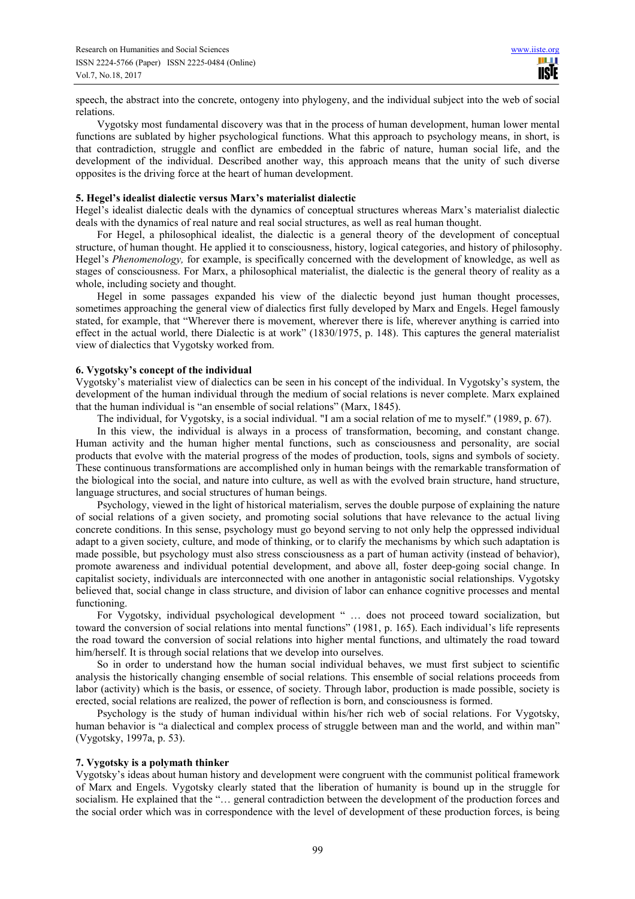speech, the abstract into the concrete, ontogeny into phylogeny, and the individual subject into the web of social relations.

Vygotsky most fundamental discovery was that in the process of human development, human lower mental functions are sublated by higher psychological functions. What this approach to psychology means, in short, is that contradiction, struggle and conflict are embedded in the fabric of nature, human social life, and the development of the individual. Described another way, this approach means that the unity of such diverse opposites is the driving force at the heart of human development.

### 5. Hegel's idealist dialectic versus Marx's materialist dialectic

Hegel's idealist dialectic deals with the dynamics of conceptual structures whereas Marx's materialist dialectic deals with the dynamics of real nature and real social structures, as well as real human thought.

For Hegel, a philosophical idealist, the dialectic is a general theory of the development of conceptual structure, of human thought. He applied it to consciousness, history, logical categories, and history of philosophy. Hegel's *Phenomenology,* for example, is specifically concerned with the development of knowledge, as well as stages of consciousness. For Marx, a philosophical materialist, the dialectic is the general theory of reality as a whole, including society and thought.

Hegel in some passages expanded his view of the dialectic beyond just human thought processes, sometimes approaching the general view of dialectics first fully developed by Marx and Engels. Hegel famously stated, for example, that "Wherever there is movement, wherever there is life, wherever anything is carried into effect in the actual world, there Dialectic is at work" (1830/1975, p. 148). This captures the general materialist view of dialectics that Vygotsky worked from.

### 6. Vygotsky's concept of the individual

Vygotsky's materialist view of dialectics can be seen in his concept of the individual. In Vygotsky's system, the development of the human individual through the medium of social relations is never complete. Marx explained that the human individual is "an ensemble of social relations" (Marx, 1845).

The individual, for Vygotsky, is a social individual. "I am a social relation of me to myself." (1989, p. 67).

In this view, the individual is always in a process of transformation, becoming, and constant change. Human activity and the human higher mental functions, such as consciousness and personality, are social products that evolve with the material progress of the modes of production, tools, signs and symbols of society. These continuous transformations are accomplished only in human beings with the remarkable transformation of the biological into the social, and nature into culture, as well as with the evolved brain structure, hand structure, language structures, and social structures of human beings.

Psychology, viewed in the light of historical materialism, serves the double purpose of explaining the nature of social relations of a given society, and promoting social solutions that have relevance to the actual living concrete conditions. In this sense, psychology must go beyond serving to not only help the oppressed individual adapt to a given society, culture, and mode of thinking, or to clarify the mechanisms by which such adaptation is made possible, but psychology must also stress consciousness as a part of human activity (instead of behavior), promote awareness and individual potential development, and above all, foster deep-going social change. In capitalist society, individuals are interconnected with one another in antagonistic social relationships. Vygotsky believed that, social change in class structure, and division of labor can enhance cognitive processes and mental functioning.

For Vygotsky, individual psychological development " … does not proceed toward socialization, but toward the conversion of social relations into mental functions" (1981, p. 165). Each individual's life represents the road toward the conversion of social relations into higher mental functions, and ultimately the road toward him/herself. It is through social relations that we develop into ourselves.

So in order to understand how the human social individual behaves, we must first subject to scientific analysis the historically changing ensemble of social relations. This ensemble of social relations proceeds from labor (activity) which is the basis, or essence, of society. Through labor, production is made possible, society is erected, social relations are realized, the power of reflection is born, and consciousness is formed.

Psychology is the study of human individual within his/her rich web of social relations. For Vygotsky, human behavior is "a dialectical and complex process of struggle between man and the world, and within man" (Vygotsky, 1997a, p. 53).

### 7. Vygotsky is a polymath thinker

Vygotsky's ideas about human history and development were congruent with the communist political framework of Marx and Engels. Vygotsky clearly stated that the liberation of humanity is bound up in the struggle for socialism. He explained that the "… general contradiction between the development of the production forces and the social order which was in correspondence with the level of development of these production forces, is being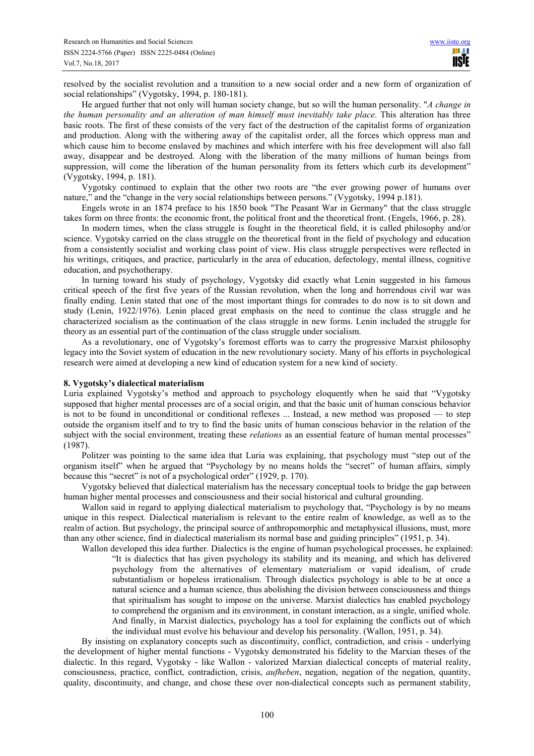resolved by the socialist revolution and a transition to a new social order and a new form of organization of social relationships" (Vygotsky, 1994, p. 180-181).

He argued further that not only will human society change, but so will the human personality. "*A change in the human personality and an alteration of man himself must inevitably take place*. This alteration has three basic roots. The first of these consists of the very fact of the destruction of the capitalist forms of organization and production. Along with the withering away of the capitalist order, all the forces which oppress man and which cause him to become enslaved by machines and which interfere with his free development will also fall away, disappear and be destroyed. Along with the liberation of the many millions of human beings from suppression, will come the liberation of the human personality from its fetters which curb its development" (Vygotsky, 1994, p. 181).

Vygotsky continued to explain that the other two roots are "the ever growing power of humans over nature," and the "change in the very social relationships between persons." (Vygotsky, 1994 p.181).

Engels wrote in an 1874 preface to his 1850 book "The Peasant War in Germany" that the class struggle takes form on three fronts: the economic front, the political front and the theoretical front. (Engels, 1966, p. 28).

In modern times, when the class struggle is fought in the theoretical field, it is called philosophy and/or science. Vygotsky carried on the class struggle on the theoretical front in the field of psychology and education from a consistently socialist and working class point of view. His class struggle perspectives were reflected in his writings, critiques, and practice, particularly in the area of education, defectology, mental illness, cognitive education, and psychotherapy.

In turning toward his study of psychology, Vygotsky did exactly what Lenin suggested in his famous critical speech of the first five years of the Russian revolution, when the long and horrendous civil war was finally ending. Lenin stated that one of the most important things for comrades to do now is to sit down and study (Lenin, 1922/1976). Lenin placed great emphasis on the need to continue the class struggle and he characterized socialism as the continuation of the class struggle in new forms. Lenin included the struggle for theory as an essential part of the continuation of the class struggle under socialism.

As a revolutionary, one of Vygotsky's foremost efforts was to carry the progressive Marxist philosophy legacy into the Soviet system of education in the new revolutionary society. Many of his efforts in psychological research were aimed at developing a new kind of education system for a new kind of society.

## 8. Vygotsky's dialectical materialism

Luria explained Vygotsky's method and approach to psychology eloquently when he said that "Vygotsky supposed that higher mental processes are of a social origin, and that the basic unit of human conscious behavior is not to be found in unconditional or conditional reflexes ... Instead, a new method was proposed — to step outside the organism itself and to try to find the basic units of human conscious behavior in the relation of the subject with the social environment, treating these *relations* as an essential feature of human mental processes" (1987).

Politzer was pointing to the same idea that Luria was explaining, that psychology must "step out of the organism itself" when he argued that "Psychology by no means holds the "secret" of human affairs, simply because this "secret" is not of a psychological order" (1929, p. 170).

Vygotsky believed that dialectical materialism has the necessary conceptual tools to bridge the gap between human higher mental processes and consciousness and their social historical and cultural grounding.

Wallon said in regard to applying dialectical materialism to psychology that, "Psychology is by no means unique in this respect. Dialectical materialism is relevant to the entire realm of knowledge, as well as to the realm of action. But psychology, the principal source of anthropomorphic and metaphysical illusions, must, more than any other science, find in dialectical materialism its normal base and guiding principles" (1951, p. 34).

Wallon developed this idea further. Dialectics is the engine of human psychological processes, he explained:

> "It is dialectics that has given psychology its stability and its meaning, and which has delivered psychology from the alternatives of elementary materialism or vapid idealism, of crude substantialism or hopeless irrationalism. Through dialectics psychology is able to be at once a natural science and a human science, thus abolishing the division between consciousness and things that spiritualism has sought to impose on the universe. Marxist dialectics has enabled psychology to comprehend the organism and its environment, in constant interaction, as a single, unified whole. And finally, in Marxist dialectics, psychology has a tool for explaining the conflicts out of which the individual must evolve his behaviour and develop his personality. (Wallon, 1951, p. 34).

By insisting on explanatory concepts such as discontinuity, conflict, contradiction, and crisis - underlying the development of higher mental functions - Vygotsky demonstrated his fidelity to the Marxian theses of the dialectic. In this regard, Vygotsky - like Wallon - valorized Marxian dialectical concepts of material reality, consciousness, practice, conflict, contradiction, crisis, *aufheben*, negation, negation of the negation, quantity, quality, discontinuity, and change, and chose these over non-dialectical concepts such as permanent stability,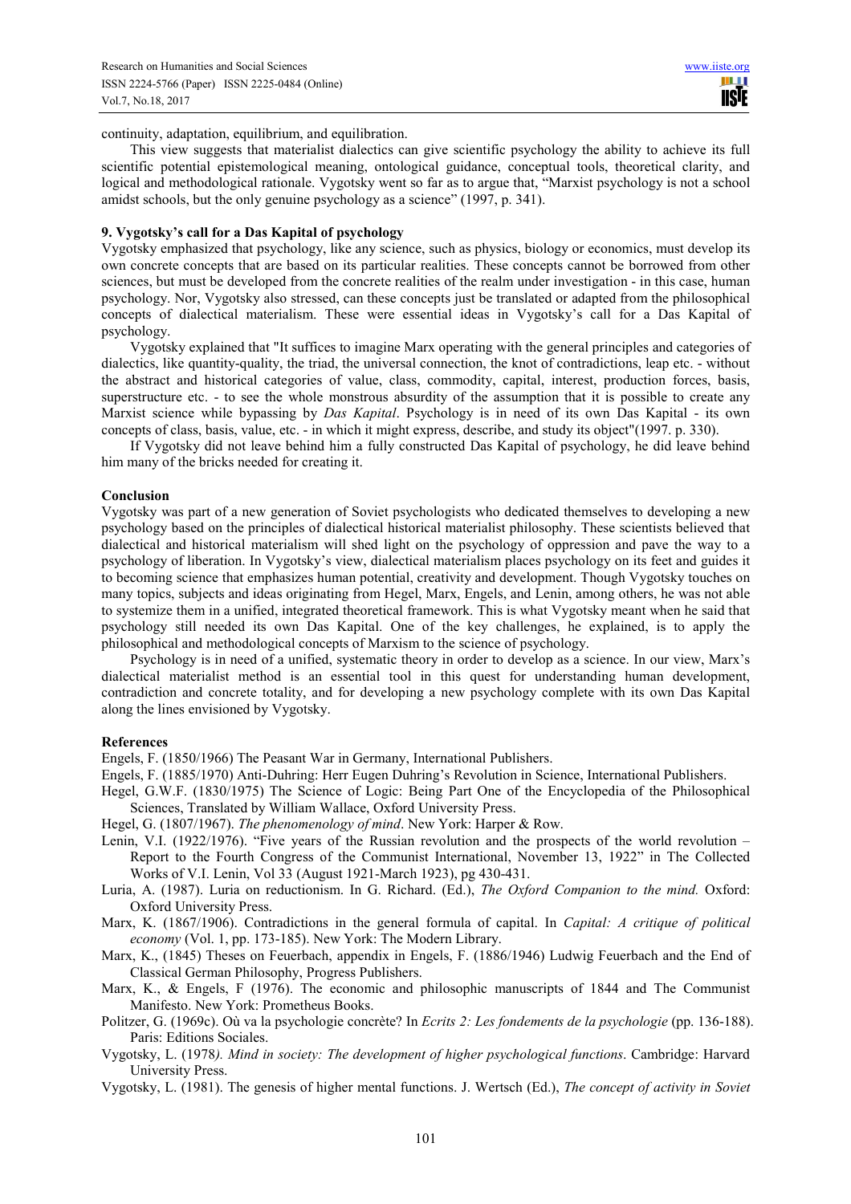continuity, adaptation, equilibrium, and equilibration.

This view suggests that materialist dialectics can give scientific psychology the ability to achieve its full scientific potential epistemological meaning, ontological guidance, conceptual tools, theoretical clarity, and logical and methodological rationale. Vygotsky went so far as to argue that, "Marxist psychology is not a school amidst schools, but the only genuine psychology as a science" (1997, p. 341).

## 9. Vygotsky's call for a Das Kapital of psychology

Vygotsky emphasized that psychology, like any science, such as physics, biology or economics, must develop its own concrete concepts that are based on its particular realities. These concepts cannot be borrowed from other sciences, but must be developed from the concrete realities of the realm under investigation - in this case, human psychology. Nor, Vygotsky also stressed, can these concepts just be translated or adapted from the philosophical concepts of dialectical materialism. These were essential ideas in Vygotsky's call for a Das Kapital of psychology.

Vygotsky explained that "It suffices to imagine Marx operating with the general principles and categories of dialectics, like quantity-quality, the triad, the universal connection, the knot of contradictions, leap etc. - without the abstract and historical categories of value, class, commodity, capital, interest, production forces, basis, superstructure etc. - to see the whole monstrous absurdity of the assumption that it is possible to create any Marxist science while bypassing by *Das Kapital*. Psychology is in need of its own Das Kapital - its own concepts of class, basis, value, etc. - in which it might express, describe, and study its object"(1997. p. 330).

If Vygotsky did not leave behind him a fully constructed Das Kapital of psychology, he did leave behind him many of the bricks needed for creating it.

## Conclusion

Vygotsky was part of a new generation of Soviet psychologists who dedicated themselves to developing a new psychology based on the principles of dialectical historical materialist philosophy. These scientists believed that dialectical and historical materialism will shed light on the psychology of oppression and pave the way to a psychology of liberation. In Vygotsky's view, dialectical materialism places psychology on its feet and guides it to becoming science that emphasizes human potential, creativity and development. Though Vygotsky touches on many topics, subjects and ideas originating from Hegel, Marx, Engels, and Lenin, among others, he was not able to systemize them in a unified, integrated theoretical framework. This is what Vygotsky meant when he said that psychology still needed its own Das Kapital. One of the key challenges, he explained, is to apply the philosophical and methodological concepts of Marxism to the science of psychology.

Psychology is in need of a unified, systematic theory in order to develop as a science. In our view, Marx's dialectical materialist method is an essential tool in this quest for understanding human development, contradiction and concrete totality, and for developing a new psychology complete with its own Das Kapital along the lines envisioned by Vygotsky.

## References

Engels, F. (1850/1966) The Peasant War in Germany, International Publishers.

Engels, F. (1885/1970) Anti-Duhring: Herr Eugen Duhring's Revolution in Science, International Publishers.

Hegel, G.W.F. (1830/1975) The Science of Logic: Being Part One of the Encyclopedia of the Philosophical Sciences, Translated by William Wallace, Oxford University Press.

Hegel, G. (1807/1967). *The phenomenology of mind*. New York: Harper & Row.

Lenin, V.I. (1922/1976). "Five years of the Russian revolution and the prospects of the world revolution – Report to the Fourth Congress of the Communist International, November 13, 1922" in The Collected Works of V.I. Lenin, Vol 33 (August 1921-March 1923), pg 430-431.

Luria, A. (1987). Luria on reductionism. In G. Richard. (Ed.), *The Oxford Companion to the mind.* Oxford: Oxford University Press.

Marx, K. (1867/1906). Contradictions in the general formula of capital. In *Capital: A critique of political economy* (Vol. 1, pp. 173-185). New York: The Modern Library.

Marx, K., (1845) Theses on Feuerbach, appendix in Engels, F. (1886/1946) Ludwig Feuerbach and the End of Classical German Philosophy, Progress Publishers.

Marx, K., & Engels, F (1976). The economic and philosophic manuscripts of 1844 and The Communist Manifesto. New York: Prometheus Books.

Politzer, G. (1969c). Où va la psychologie concrète? In *Ecrits 2: Les fondements de la psychologie* (pp. 136-188). Paris: Editions Sociales.

Vygotsky, L. (1978*). Mind in society: The development of higher psychological functions*. Cambridge: Harvard University Press.

Vygotsky, L. (1981). The genesis of higher mental functions. J. Wertsch (Ed.), *The concept of activity in Soviet*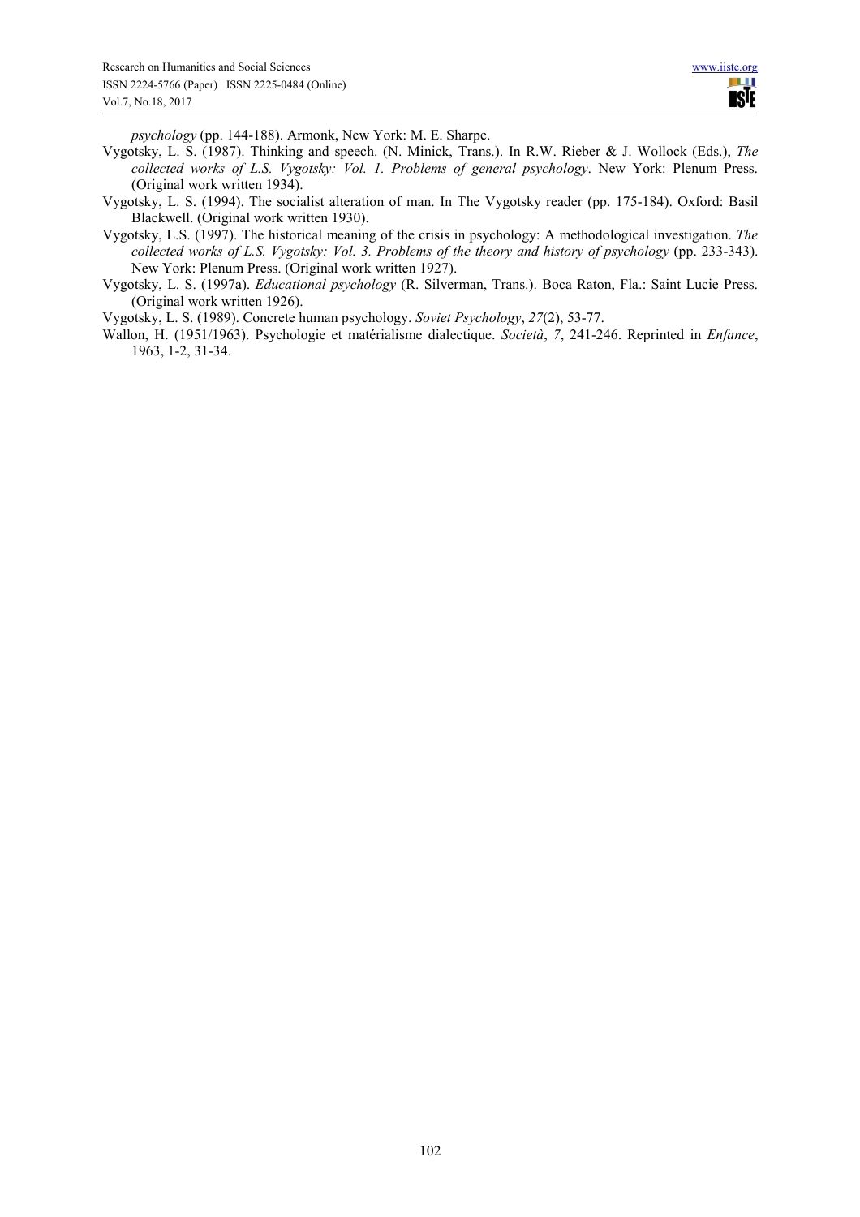*psychology* (pp. 144-188). Armonk, New York: M. E. Sharpe.

Vygotsky, L. S. (1987). Thinking and speech. (N. Minick, Trans.). In R.W. Rieber & J. Wollock (Eds.), *The collected works of L.S. Vygotsky: Vol. 1. Problems of general psychology*. New York: Plenum Press. (Original work written 1934).

Vygotsky, L. S. (1994). The socialist alteration of man. In The Vygotsky reader (pp. 175-184). Oxford: Basil Blackwell. (Original work written 1930).

Vygotsky, L.S. (1997). The historical meaning of the crisis in psychology: A methodological investigation. *The collected works of L.S. Vygotsky: Vol. 3. Problems of the theory and history of psychology* (pp. 233-343). New York: Plenum Press. (Original work written 1927).

Vygotsky, L. S. (1997a). *Educational psychology* (R. Silverman, Trans.). Boca Raton, Fla.: Saint Lucie Press. (Original work written 1926).

Vygotsky, L. S. (1989). Concrete human psychology. *Soviet Psychology*, *27*(2), 53-77.

Wallon, H. (1951/1963). Psychologie et matérialisme dialectique. *Società*, *7*, 241-246. Reprinted in *Enfance*, 1963, 1-2, 31-34.